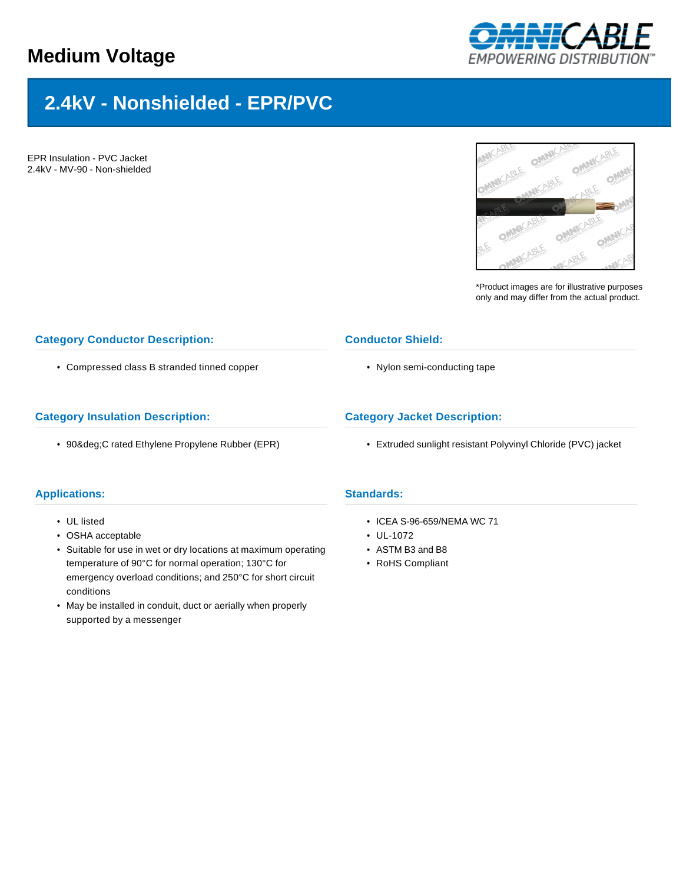# Medium Voltage

## 2.4kV - Nonshielded - EPR/PVC

EPR Insulation - PVC Jacket
2.4kV - MV-90 - Non-shielded

*Product images are for illustrative purposes only and may differ from the actual product.

### Category Conductor Description:

- Compressed class B stranded tinned copper

### Conductor Shield:

- Nylon semi-conducting tape

### Category Insulation Description:

- 90&deg;C rated Ethylene Propylene Rubber (EPR)

### Category Jacket Description:

- Extruded sunlight resistant Polyvinyl Chloride (PVC) jacket

### Applications:

- UL listed
- OSHA acceptable
- Suitable for use in wet or dry locations at maximum operating temperature of 90°C for normal operation; 130°C for emergency overload conditions; and 250°C for short circuit conditions
- May be installed in conduit, duct or aerially when properly supported by a messenger

### Standards:

- ICEA S-96-659/NEMA WC 71
- UL-1072
- ASTM B3 and B8
- RoHS Compliant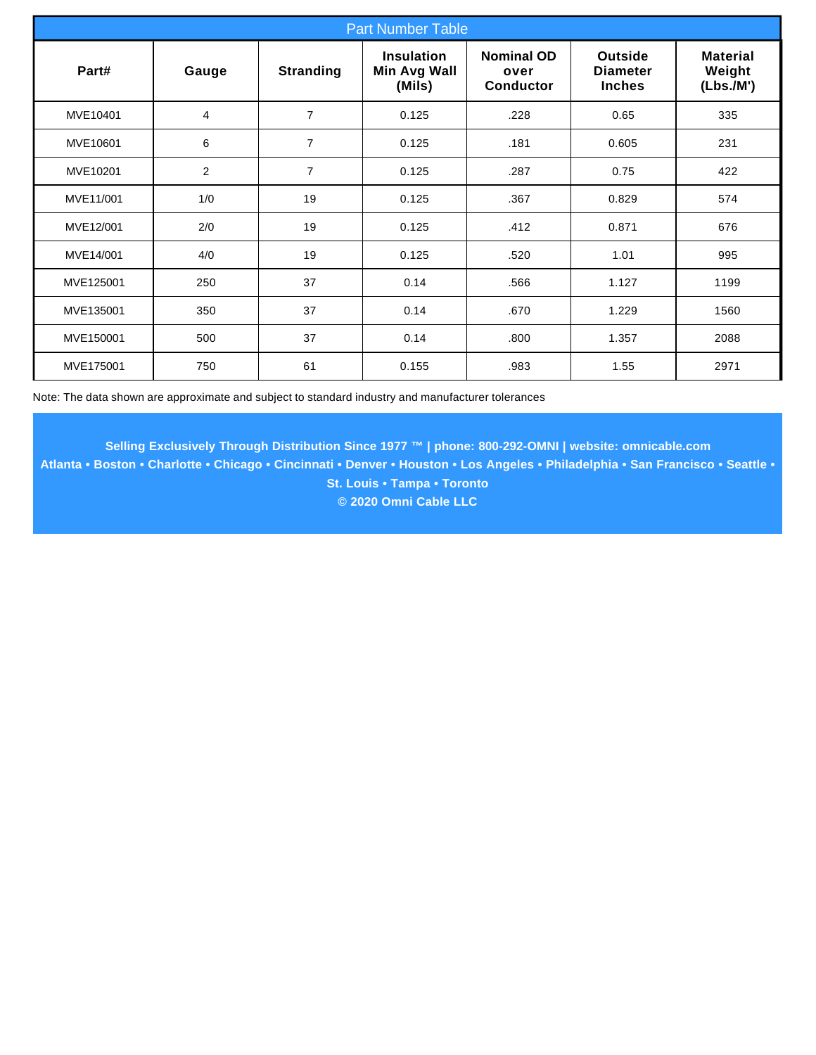## Part Number Table

| Part# | Gauge | Stranding | Insulation Min Avg Wall (Mils) | Nominal OD over Conductor | Outside Diameter Inches | Material Weight (Lbs./M') |
|---|---|---|---|---|---|---|
| MVE10401 | 4 | 7 | 0.125 | .228 | 0.65 | 335 |
| MVE10601 | 6 | 7 | 0.125 | .181 | 0.605 | 231 |
| MVE10201 | 2 | 7 | 0.125 | .287 | 0.75 | 422 |
| MVE11/001 | 1/0 | 19 | 0.125 | .367 | 0.829 | 574 |
| MVE12/001 | 2/0 | 19 | 0.125 | .412 | 0.871 | 676 |
| MVE14/001 | 4/0 | 19 | 0.125 | .520 | 1.01 | 995 |
| MVE125001 | 250 | 37 | 0.14 | .566 | 1.127 | 1199 |
| MVE135001 | 350 | 37 | 0.14 | .670 | 1.229 | 1560 |
| MVE150001 | 500 | 37 | 0.14 | .800 | 1.357 | 2088 |
| MVE175001 | 750 | 61 | 0.155 | .983 | 1.55 | 2971 |

Note: The data shown are approximate and subject to standard industry and manufacturer tolerances

**Selling Exclusively Through Distribution Since 1977 ™ | phone: 800-292-OMNI | website: omnicable.com**

**Atlanta • Boston • Charlotte • Chicago • Cincinnati • Denver • Houston • Los Angeles • Philadelphia • San Francisco • Seattle • St. Louis • Tampa • Toronto**

**© 2020 Omni Cable LLC**